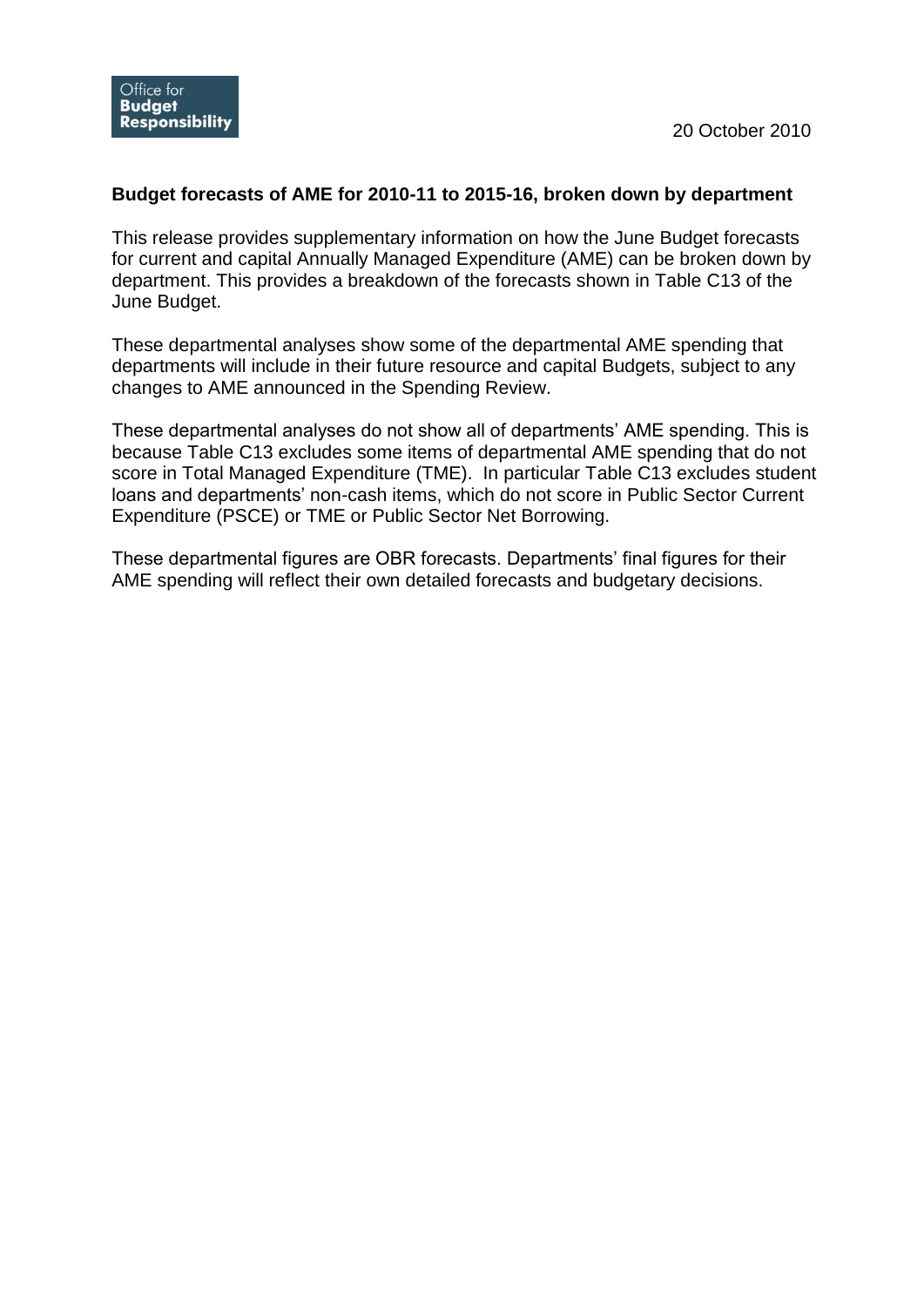Office for **Budget Responsibility**

20 October 2010

**Budget forecasts of AME for 2010-11 to 2015-16, broken down by department**

This release provides supplementary information on how the June Budget forecasts for current and capital Annually Managed Expenditure (AME) can be broken down by department. This provides a breakdown of the forecasts shown in Table C13 of the June Budget.

These departmental analyses show some of the departmental AME spending that departments will include in their future resource and capital Budgets, subject to any changes to AME announced in the Spending Review.

These departmental analyses do not show all of departments' AME spending. This is because Table C13 excludes some items of departmental AME spending that do not score in Total Managed Expenditure (TME). In particular Table C13 excludes student loans and departments' non-cash items, which do not score in Public Sector Current Expenditure (PSCE) or TME or Public Sector Net Borrowing.

These departmental figures are OBR forecasts. Departments' final figures for their AME spending will reflect their own detailed forecasts and budgetary decisions.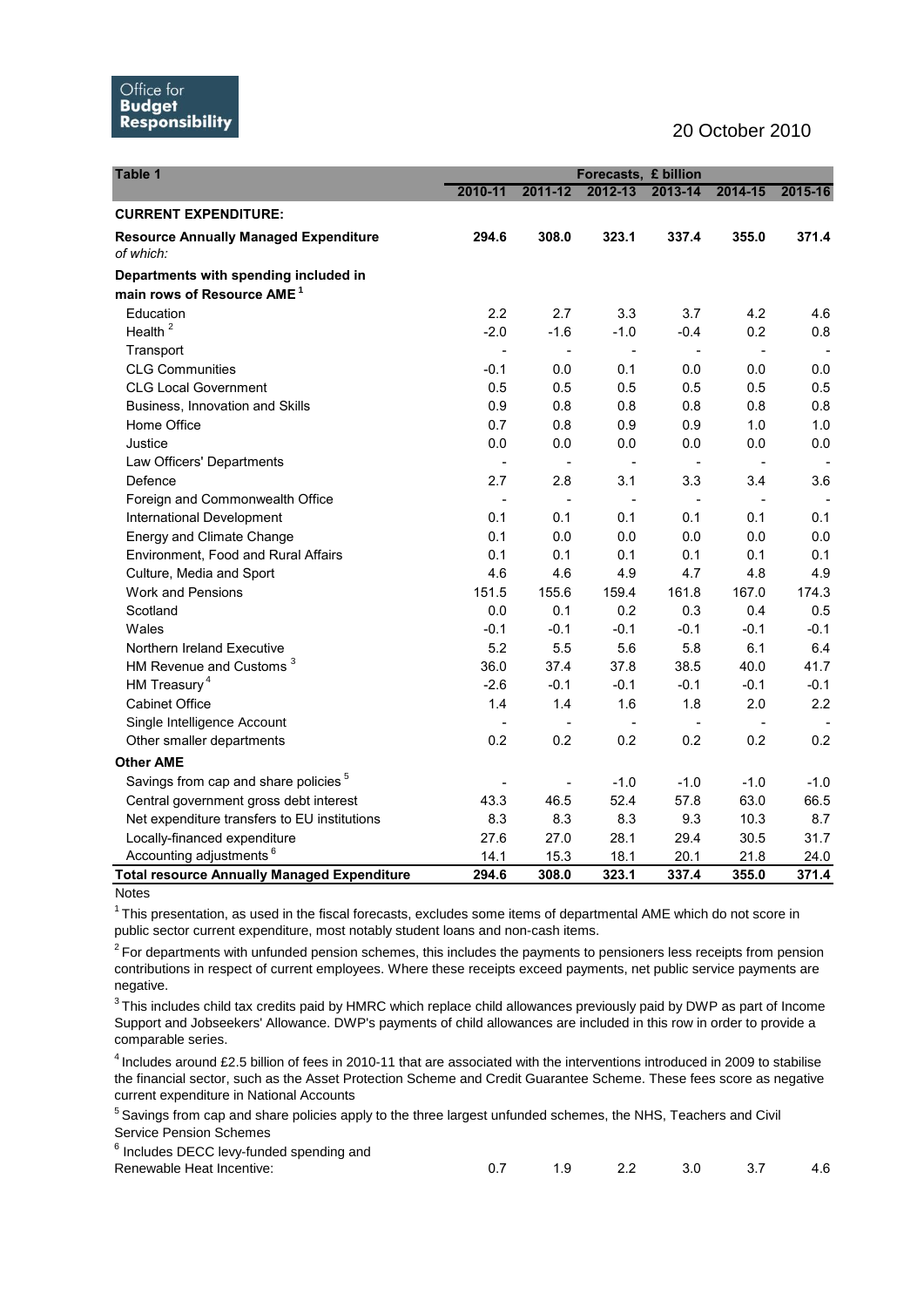Office for Budget Responsibility

20 October 2010

| Table 1 | Forecasts, £ billion | | | | | |
|---|---|---|---|---|---|---|
| | 2010-11 | 2011-12 | 2012-13 | 2013-14 | 2014-15 | 2015-16 |
| **CURRENT EXPENDITURE:** | | | | | | |
| **Resource Annually Managed Expenditure** *of which:* | **294.6** | **308.0** | **323.1** | **337.4** | **355.0** | **371.4** |
| **Departments with spending included in main rows of Resource AME**[1] | | | | | | |
| Education | 2.2 | 2.7 | 3.3 | 3.7 | 4.2 | 4.6 |
| Health[2] | -2.0 | -1.6 | -1.0 | -0.4 | 0.2 | 0.8 |
| Transport | - | - | - | - | - | - |
| CLG Communities | -0.1 | 0.0 | 0.1 | 0.0 | 0.0 | 0.0 |
| CLG Local Government | 0.5 | 0.5 | 0.5 | 0.5 | 0.5 | 0.5 |
| Business, Innovation and Skills | 0.9 | 0.8 | 0.8 | 0.8 | 0.8 | 0.8 |
| Home Office | 0.7 | 0.8 | 0.9 | 0.9 | 1.0 | 1.0 |
| Justice | 0.0 | 0.0 | 0.0 | 0.0 | 0.0 | 0.0 |
| Law Officers' Departments | - | - | - | - | - | - |
| Defence | 2.7 | 2.8 | 3.1 | 3.3 | 3.4 | 3.6 |
| Foreign and Commonwealth Office | - | - | - | - | - | - |
| International Development | 0.1 | 0.1 | 0.1 | 0.1 | 0.1 | 0.1 |
| Energy and Climate Change | 0.1 | 0.0 | 0.0 | 0.0 | 0.0 | 0.0 |
| Environment, Food and Rural Affairs | 0.1 | 0.1 | 0.1 | 0.1 | 0.1 | 0.1 |
| Culture, Media and Sport | 4.6 | 4.6 | 4.9 | 4.7 | 4.8 | 4.9 |
| Work and Pensions | 151.5 | 155.6 | 159.4 | 161.8 | 167.0 | 174.3 |
| Scotland | 0.0 | 0.1 | 0.2 | 0.3 | 0.4 | 0.5 |
| Wales | -0.1 | -0.1 | -0.1 | -0.1 | -0.1 | -0.1 |
| Northern Ireland Executive | 5.2 | 5.5 | 5.6 | 5.8 | 6.1 | 6.4 |
| HM Revenue and Customs[3] | 36.0 | 37.4 | 37.8 | 38.5 | 40.0 | 41.7 |
| HM Treasury[4] | -2.6 | -0.1 | -0.1 | -0.1 | -0.1 | -0.1 |
| Cabinet Office | 1.4 | 1.4 | 1.6 | 1.8 | 2.0 | 2.2 |
| Single Intelligence Account | - | - | - | - | - | - |
| Other smaller departments | 0.2 | 0.2 | 0.2 | 0.2 | 0.2 | 0.2 |
| **Other AME** | | | | | | |
| Savings from cap and share policies[5] | - | - | -1.0 | -1.0 | -1.0 | -1.0 |
| Central government gross debt interest | 43.3 | 46.5 | 52.4 | 57.8 | 63.0 | 66.5 |
| Net expenditure transfers to EU institutions | 8.3 | 8.3 | 8.3 | 9.3 | 10.3 | 8.7 |
| Locally-financed expenditure | 27.6 | 27.0 | 28.1 | 29.4 | 30.5 | 31.7 |
| Accounting adjustments[6] | 14.1 | 15.3 | 18.1 | 20.1 | 21.8 | 24.0 |
| **Total resource Annually Managed Expenditure** | **294.6** | **308.0** | **323.1** | **337.4** | **355.0** | **371.4** |

Notes

[1] This presentation, as used in the fiscal forecasts, excludes some items of departmental AME which do not score in public sector current expenditure, most notably student loans and non-cash items.

[2] For departments with unfunded pension schemes, this includes the payments to pensioners less receipts from pension contributions in respect of current employees. Where these receipts exceed payments, net public service payments are negative.

[3] This includes child tax credits paid by HMRC which replace child allowances previously paid by DWP as part of Income Support and Jobseekers' Allowance. DWP's payments of child allowances are included in this row in order to provide a comparable series.

[4] Includes around £2.5 billion of fees in 2010-11 that are associated with the interventions introduced in 2009 to stabilise the financial sector, such as the Asset Protection Scheme and Credit Guarantee Scheme. These fees score as negative current expenditure in National Accounts

[5] Savings from cap and share policies apply to the three largest unfunded schemes, the NHS, Teachers and Civil Service Pension Schemes

| [6] Includes DECC levy-funded spending and Renewable Heat Incentive: | 0.7 | 1.9 | 2.2 | 3.0 | 3.7 | 4.6 |
|---|---|---|---|---|---|---|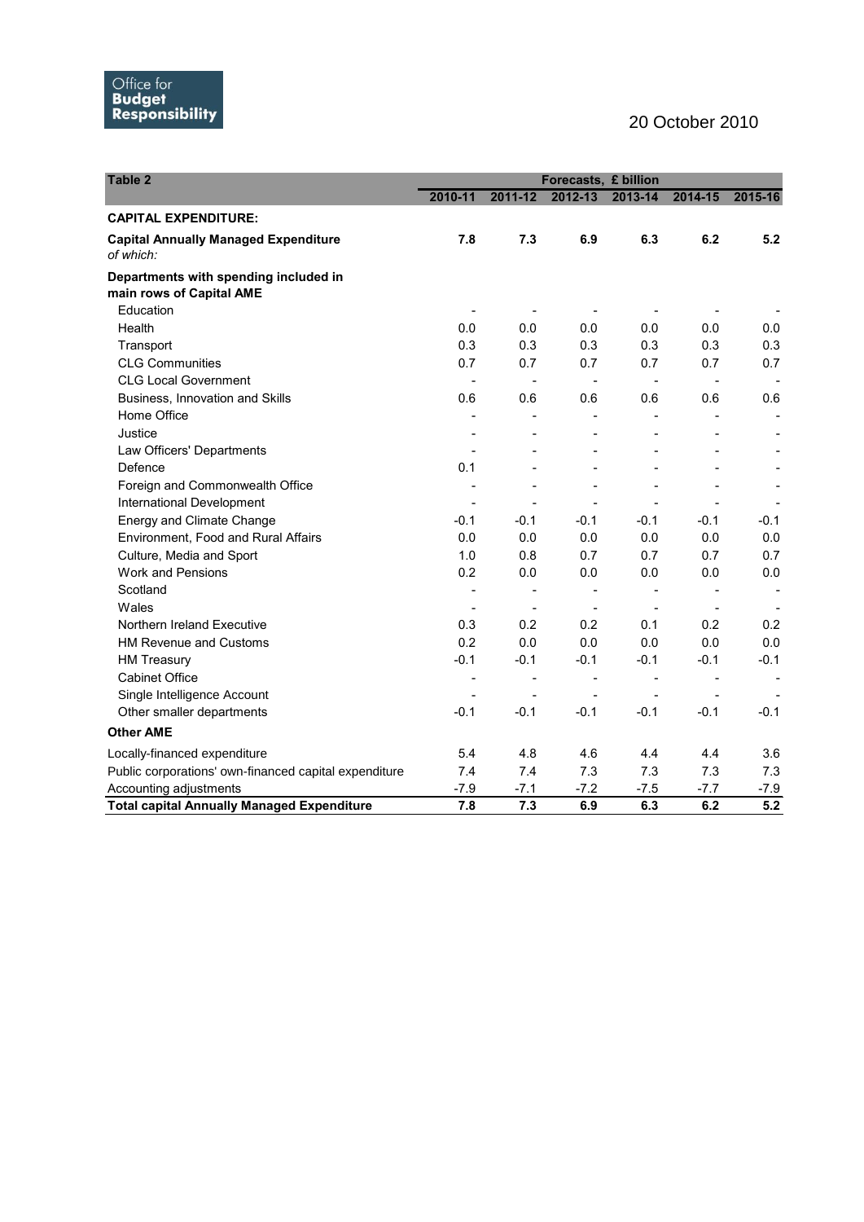Office for **Budget Responsibility**

20 October 2010

| Table 2 | Forecasts, £ billion | | | | | |
|---|---|---|---|---|---|---|
| | 2010-11 | 2011-12 | 2012-13 | 2013-14 | 2014-15 | 2015-16 |
| **CAPITAL EXPENDITURE:** | | | | | | |
| **Capital Annually Managed Expenditure** *of which:* | **7.8** | **7.3** | **6.9** | **6.3** | **6.2** | **5.2** |
| **Departments with spending included in main rows of Capital AME** | | | | | | |
| Education | - | - | - | - | - | - |
| Health | 0.0 | 0.0 | 0.0 | 0.0 | 0.0 | 0.0 |
| Transport | 0.3 | 0.3 | 0.3 | 0.3 | 0.3 | 0.3 |
| CLG Communities | 0.7 | 0.7 | 0.7 | 0.7 | 0.7 | 0.7 |
| CLG Local Government | - | - | - | - | - | - |
| Business, Innovation and Skills | 0.6 | 0.6 | 0.6 | 0.6 | 0.6 | 0.6 |
| Home Office | - | - | - | - | - | - |
| Justice | - | - | - | - | - | - |
| Law Officers' Departments | - | - | - | - | - | - |
| Defence | 0.1 | - | - | - | - | - |
| Foreign and Commonwealth Office | - | - | - | - | - | - |
| International Development | - | - | - | - | - | - |
| Energy and Climate Change | -0.1 | -0.1 | -0.1 | -0.1 | -0.1 | -0.1 |
| Environment, Food and Rural Affairs | 0.0 | 0.0 | 0.0 | 0.0 | 0.0 | 0.0 |
| Culture, Media and Sport | 1.0 | 0.8 | 0.7 | 0.7 | 0.7 | 0.7 |
| Work and Pensions | 0.2 | 0.0 | 0.0 | 0.0 | 0.0 | 0.0 |
| Scotland | - | - | - | - | - | - |
| Wales | - | - | - | - | - | - |
| Northern Ireland Executive | 0.3 | 0.2 | 0.2 | 0.1 | 0.2 | 0.2 |
| HM Revenue and Customs | 0.2 | 0.0 | 0.0 | 0.0 | 0.0 | 0.0 |
| HM Treasury | -0.1 | -0.1 | -0.1 | -0.1 | -0.1 | -0.1 |
| Cabinet Office | - | - | - | - | - | - |
| Single Intelligence Account | - | - | - | - | - | - |
| Other smaller departments | -0.1 | -0.1 | -0.1 | -0.1 | -0.1 | -0.1 |
| **Other AME** | | | | | | |
| Locally-financed expenditure | 5.4 | 4.8 | 4.6 | 4.4 | 4.4 | 3.6 |
| Public corporations' own-financed capital expenditure | 7.4 | 7.4 | 7.3 | 7.3 | 7.3 | 7.3 |
| Accounting adjustments | -7.9 | -7.1 | -7.2 | -7.5 | -7.7 | -7.9 |
| **Total capital Annually Managed Expenditure** | **7.8** | **7.3** | **6.9** | **6.3** | **6.2** | **5.2** |